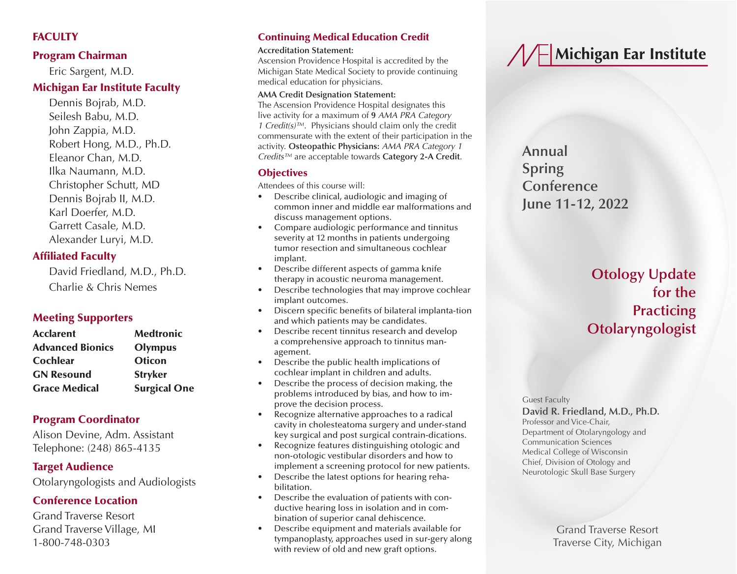## FACULTY

### Program Chairman

Eric Sargent, M.D.

### Michigan Ear Institute Faculty

Dennis Bojrab, M.D.
Seilesh Babu, M.D.
John Zappia, M.D.
Robert Hong, M.D., Ph.D.
Eleanor Chan, M.D.
Ilka Naumann, M.D.
Christopher Schutt, MD
Dennis Bojrab II, M.D.
Karl Doerfer, M.D.
Garrett Casale, M.D.
Alexander Luryi, M.D.

### Affiliated Faculty

David Friedland, M.D., Ph.D.
Charlie & Chris Nemes

### Meeting Supporters

| | |
|---|---|
| **Acclarent** | **Medtronic** |
| **Advanced Bionics** | **Olympus** |
| **Cochlear** | **Oticon** |
| **GN Resound** | **Stryker** |
| **Grace Medical** | **Surgical One** |

### Program Coordinator

Alison Devine, Adm. Assistant
Telephone: (248) 865-4135

### Target Audience

Otolaryngologists and Audiologists

### Conference Location

Grand Traverse Resort
Grand Traverse Village, MI
1-800-748-0303

## Continuing Medical Education Credit

**Accreditation Statement:**
Ascension Providence Hospital is accredited by the Michigan State Medical Society to provide continuing medical education for physicians.

**AMA Credit Designation Statement:**
The Ascension Providence Hospital designates this live activity for a maximum of **9** *AMA PRA Category 1 Credit(s)™*. Physicians should claim only the credit commensurate with the extent of their participation in the activity. **Osteopathic Physicians:** *AMA PRA Category 1 Credits™* are acceptable towards **Category 2-A Credit**.

## Objectives

Attendees of this course will:

- Describe clinical, audiologic and imaging of common inner and middle ear malformations and discuss management options.
- Compare audiologic performance and tinnitus severity at 12 months in patients undergoing tumor resection and simultaneous cochlear implant.
- Describe different aspects of gamma knife therapy in acoustic neuroma management.
- Describe technologies that may improve cochlear implant outcomes.
- Discern specific benefits of bilateral implanta-tion and which patients may be candidates.
- Describe recent tinnitus research and develop a comprehensive approach to tinnitus management.
- Describe the public health implications of cochlear implant in children and adults.
- Describe the process of decision making, the problems introduced by bias, and how to improve the decision process.
- Recognize alternative approaches to a radical cavity in cholesteatoma surgery and under-stand key surgical and post surgical contrain-dications.
- Recognize features distinguishing otologic and non-otologic vestibular disorders and how to implement a screening protocol for new patients.
- Describe the latest options for hearing rehabilitation.
- Describe the evaluation of patients with conductive hearing loss in isolation and in combination of superior canal dehiscence.
- Describe equipment and materials available for tympanoplasty, approaches used in sur-gery along with review of old and new graft options.

# Michigan Ear Institute

## Annual Spring Conference June 11-12, 2022

## Otology Update for the Practicing Otolaryngologist

Guest Faculty
**David R. Friedland, M.D., Ph.D.**
Professor and Vice-Chair,
Department of Otolaryngology and Communication Sciences
Medical College of Wisconsin
Chief, Division of Otology and Neurotologic Skull Base Surgery

Grand Traverse Resort
Traverse City, Michigan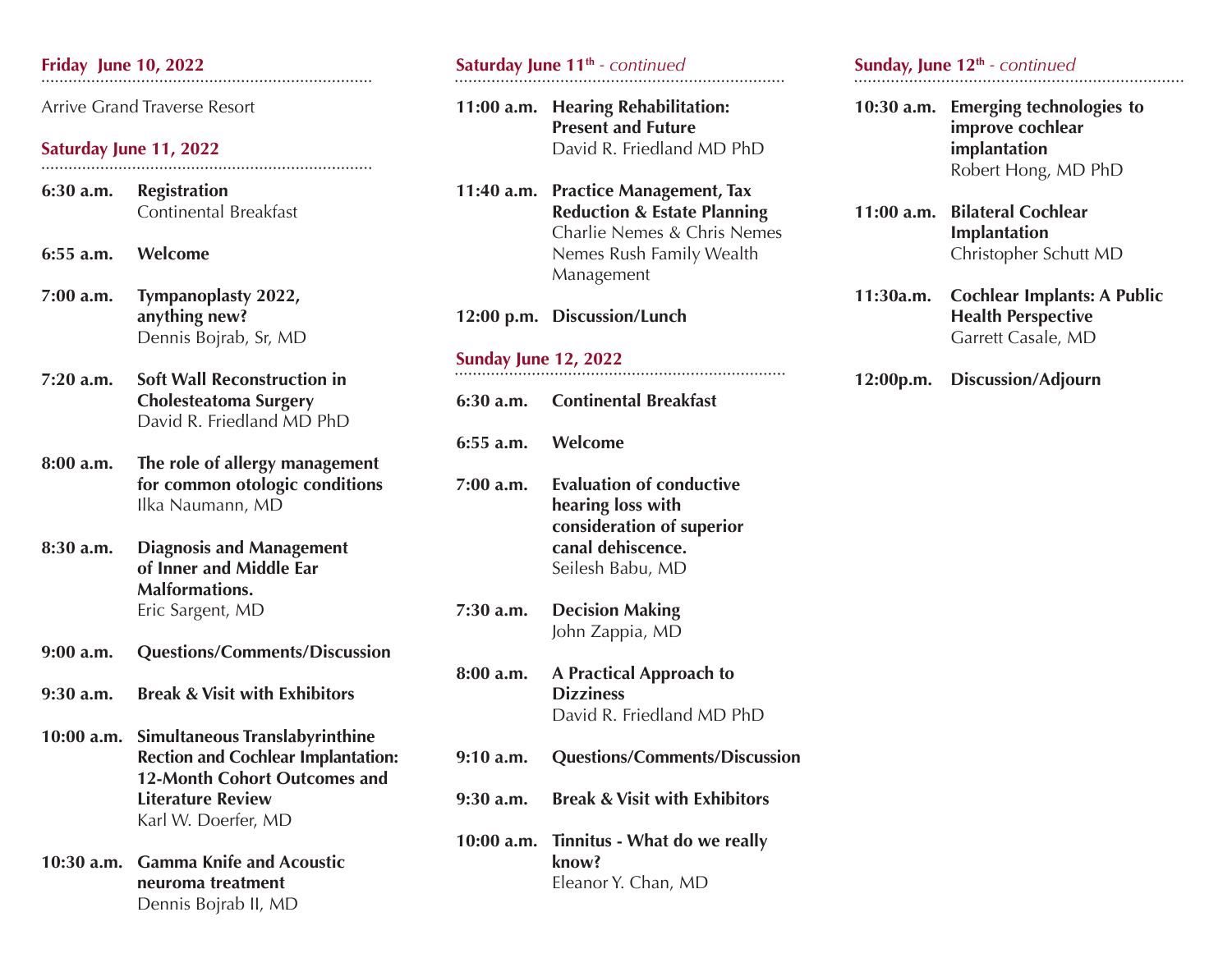## Friday June 10, 2022

Arrive Grand Traverse Resort

## Saturday June 11, 2022

**6:30 a.m.** **Registration**
Continental Breakfast

**6:55 a.m.** **Welcome**

**7:00 a.m.** **Tympanoplasty 2022, anything new?**
Dennis Bojrab, Sr, MD

**7:20 a.m.** **Soft Wall Reconstruction in Cholesteatoma Surgery**
David R. Friedland MD PhD

**8:00 a.m.** **The role of allergy management for common otologic conditions**
Ilka Naumann, MD

**8:30 a.m.** **Diagnosis and Management of Inner and Middle Ear Malformations.**
Eric Sargent, MD

**9:00 a.m.** **Questions/Comments/Discussion**

**9:30 a.m.** **Break & Visit with Exhibitors**

**10:00 a.m.** **Simultaneous Translabyrinthine Rection and Cochlear Implantation: 12-Month Cohort Outcomes and Literature Review**
Karl W. Doerfer, MD

**10:30 a.m.** **Gamma Knife and Acoustic neuroma treatment**
Dennis Bojrab II, MD

## Saturday June 11th - *continued*

**11:00 a.m.** **Hearing Rehabilitation: Present and Future**
David R. Friedland MD PhD

**11:40 a.m.** **Practice Management, Tax Reduction & Estate Planning**
Charlie Nemes & Chris Nemes
Nemes Rush Family Wealth Management

**12:00 p.m.** **Discussion/Lunch**

## Sunday June 12, 2022

**6:30 a.m.** **Continental Breakfast**

**6:55 a.m.** **Welcome**

**7:00 a.m.** **Evaluation of conductive hearing loss with consideration of superior canal dehiscence.**
Seilesh Babu, MD

**7:30 a.m.** **Decision Making**
John Zappia, MD

**8:00 a.m.** **A Practical Approach to Dizziness**
David R. Friedland MD PhD

**9:10 a.m.** **Questions/Comments/Discussion**

**9:30 a.m.** **Break & Visit with Exhibitors**

**10:00 a.m.** **Tinnitus - What do we really know?**
Eleanor Y. Chan, MD

## Sunday, June 12th - *continued*

**10:30 a.m.** **Emerging technologies to improve cochlear implantation**
Robert Hong, MD PhD

**11:00 a.m.** **Bilateral Cochlear Implantation**
Christopher Schutt MD

**11:30a.m.** **Cochlear Implants: A Public Health Perspective**
Garrett Casale, MD

**12:00p.m.** **Discussion/Adjourn**